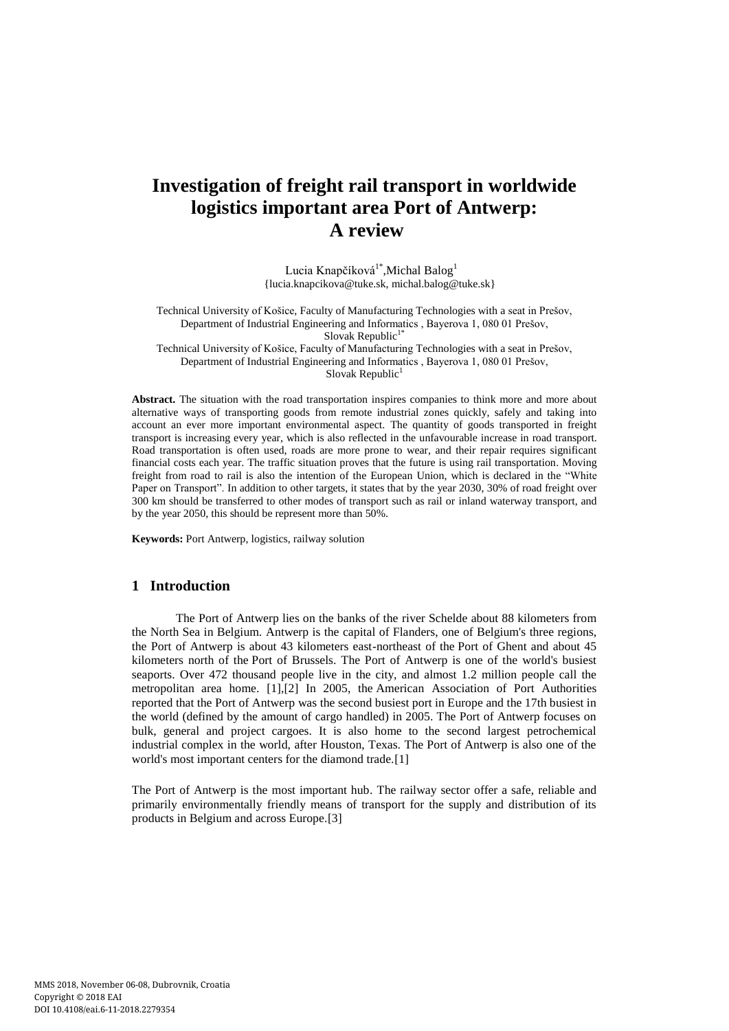# Investigation of freight rail transport in worldwide logistics important area Port of Antwerp: A review

Lucia Knapčíková[1*],Michal Balog[1]
{lucia.knapcikova@tuke.sk, michal.balog@tuke.sk}

Technical University of Košice, Faculty of Manufacturing Technologies with a seat in Prešov, Department of Industrial Engineering and Informatics , Bayerova 1, 080 01 Prešov, Slovak Republic[1*]
Technical University of Košice, Faculty of Manufacturing Technologies with a seat in Prešov, Department of Industrial Engineering and Informatics , Bayerova 1, 080 01 Prešov, Slovak Republic[1]

**Abstract.** The situation with the road transportation inspires companies to think more and more about alternative ways of transporting goods from remote industrial zones quickly, safely and taking into account an ever more important environmental aspect. The quantity of goods transported in freight transport is increasing every year, which is also reflected in the unfavourable increase in road transport. Road transportation is often used, roads are more prone to wear, and their repair requires significant financial costs each year. The traffic situation proves that the future is using rail transportation. Moving freight from road to rail is also the intention of the European Union, which is declared in the "White Paper on Transport". In addition to other targets, it states that by the year 2030, 30% of road freight over 300 km should be transferred to other modes of transport such as rail or inland waterway transport, and by the year 2050, this should be represent more than 50%.

**Keywords:** Port Antwerp, logistics, railway solution

## 1 Introduction

The Port of Antwerp lies on the banks of the river Schelde about 88 kilometers from the North Sea in Belgium. Antwerp is the capital of Flanders, one of Belgium's three regions, the Port of Antwerp is about 43 kilometers east-northeast of the Port of Ghent and about 45 kilometers north of the Port of Brussels. The Port of Antwerp is one of the world's busiest seaports. Over 472 thousand people live in the city, and almost 1.2 million people call the metropolitan area home. [1],[2] In 2005, the American Association of Port Authorities reported that the Port of Antwerp was the second busiest port in Europe and the 17th busiest in the world (defined by the amount of cargo handled) in 2005. The Port of Antwerp focuses on bulk, general and project cargoes. It is also home to the second largest petrochemical industrial complex in the world, after Houston, Texas. The Port of Antwerp is also one of the world's most important centers for the diamond trade.[1]

The Port of Antwerp is the most important hub. The railway sector offer a safe, reliable and primarily environmentally friendly means of transport for the supply and distribution of its products in Belgium and across Europe.[3]

MMS 2018, November 06-08, Dubrovnik, Croatia
Copyright © 2018 EAI
DOI 10.4108/eai.6-11-2018.2279354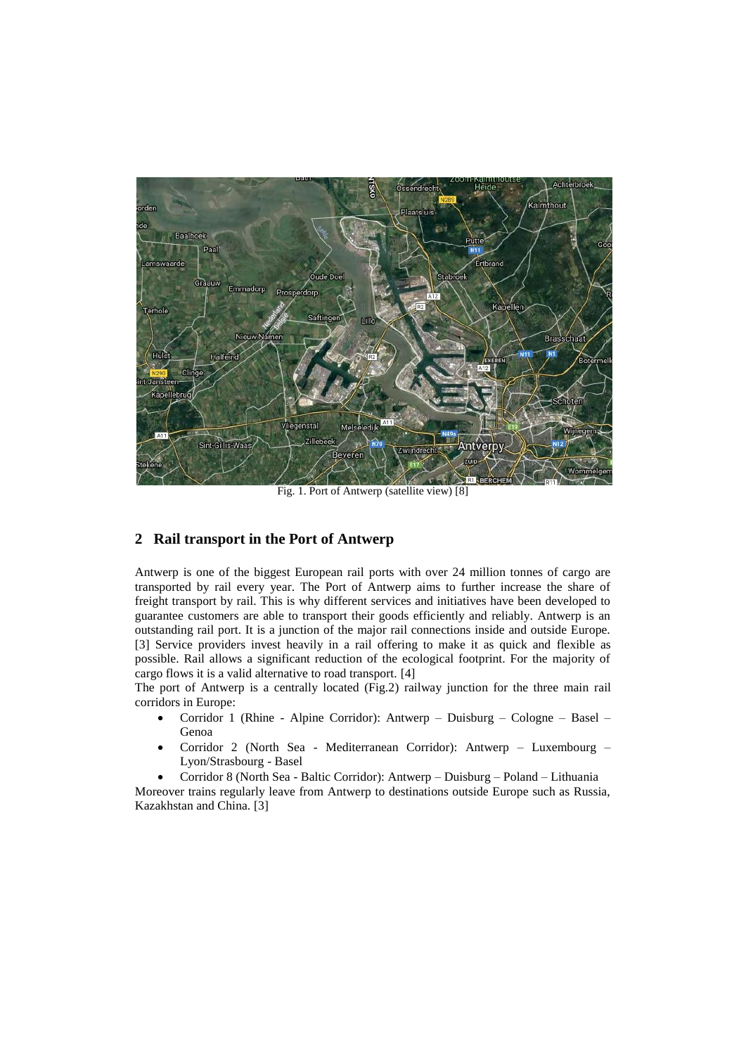Fig. 1. Port of Antwerp (satellite view) [8]

## 2 Rail transport in the Port of Antwerp

Antwerp is one of the biggest European rail ports with over 24 million tonnes of cargo are transported by rail every year. The Port of Antwerp aims to further increase the share of freight transport by rail. This is why different services and initiatives have been developed to guarantee customers are able to transport their goods efficiently and reliably. Antwerp is an outstanding rail port. It is a junction of the major rail connections inside and outside Europe. [3] Service providers invest heavily in a rail offering to make it as quick and flexible as possible. Rail allows a significant reduction of the ecological footprint. For the majority of cargo flows it is a valid alternative to road transport. [4]

The port of Antwerp is a centrally located (Fig.2) railway junction for the three main rail corridors in Europe:

- Corridor 1 (Rhine - Alpine Corridor): Antwerp – Duisburg – Cologne – Basel – Genoa
- Corridor 2 (North Sea - Mediterranean Corridor): Antwerp – Luxembourg – Lyon/Strasbourg - Basel
- Corridor 8 (North Sea - Baltic Corridor): Antwerp – Duisburg – Poland – Lithuania

Moreover trains regularly leave from Antwerp to destinations outside Europe such as Russia, Kazakhstan and China. [3]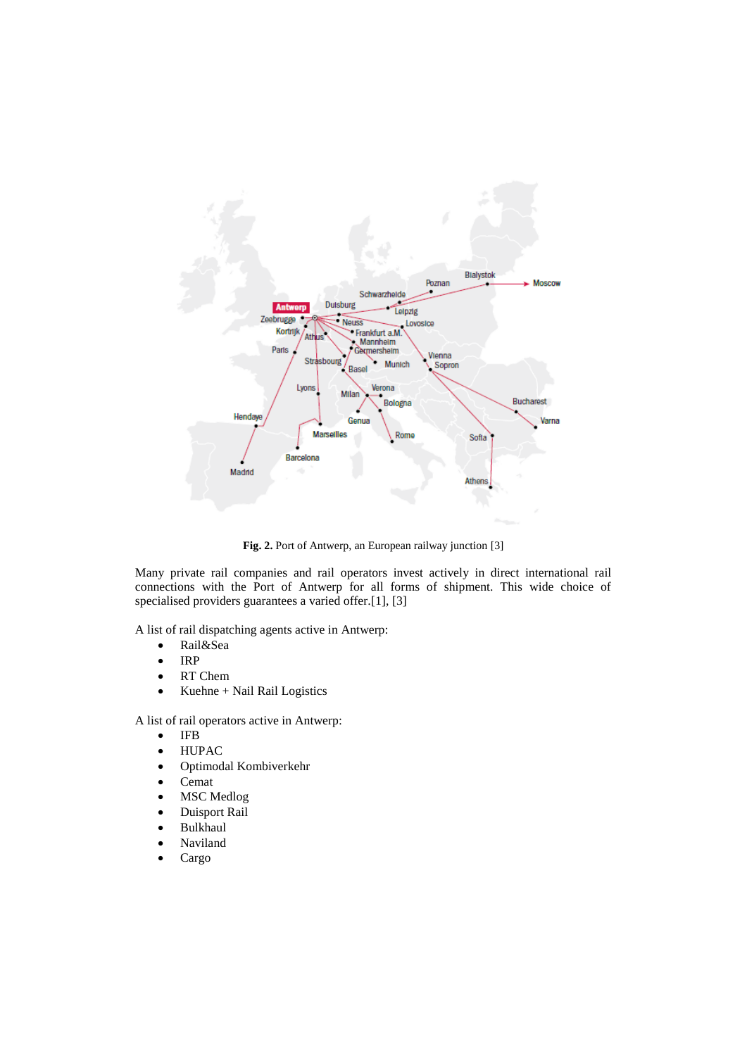**Fig. 2.** Port of Antwerp, an European railway junction [3]

Many private rail companies and rail operators invest actively in direct international rail connections with the Port of Antwerp for all forms of shipment. This wide choice of specialised providers guarantees a varied offer.[1], [3]

A list of rail dispatching agents active in Antwerp:

- Rail&Sea
- IRP
- RT Chem
- Kuehne + Nail Rail Logistics

A list of rail operators active in Antwerp:

- IFB
- HUPAC
- Optimodal Kombiverkehr
- Cemat
- MSC Medlog
- Duisport Rail
- Bulkhaul
- Naviland
- Cargo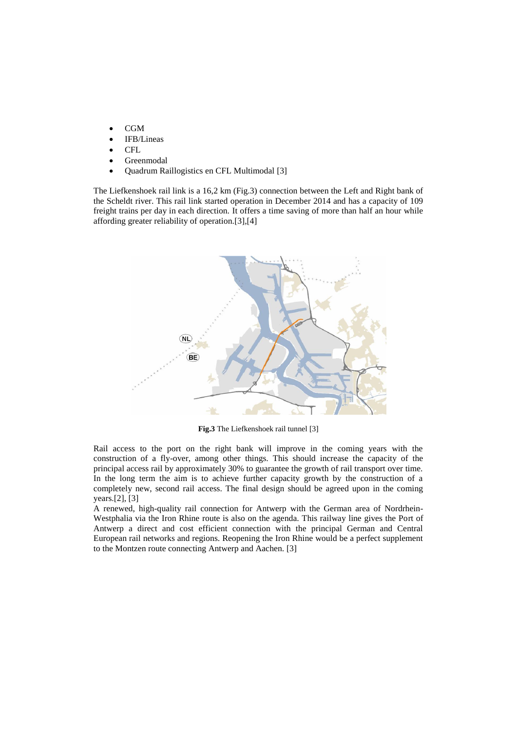- CGM
- IFB/Lineas
- CFL
- Greenmodal
- Quadrum Raillogistics en CFL Multimodal [3]

The Liefkenshoek rail link is a 16,2 km (Fig.3) connection between the Left and Right bank of the Scheldt river. This rail link started operation in December 2014 and has a capacity of 109 freight trains per day in each direction. It offers a time saving of more than half an hour while affording greater reliability of operation.[3],[4]

**Fig.3** The Liefkenshoek rail tunnel [3]

Rail access to the port on the right bank will improve in the coming years with the construction of a fly-over, among other things. This should increase the capacity of the principal access rail by approximately 30% to guarantee the growth of rail transport over time. In the long term the aim is to achieve further capacity growth by the construction of a completely new, second rail access. The final design should be agreed upon in the coming years.[2], [3]

A renewed, high-quality rail connection for Antwerp with the German area of Nordrhein-Westphalia via the Iron Rhine route is also on the agenda. This railway line gives the Port of Antwerp a direct and cost efficient connection with the principal German and Central European rail networks and regions. Reopening the Iron Rhine would be a perfect supplement to the Montzen route connecting Antwerp and Aachen. [3]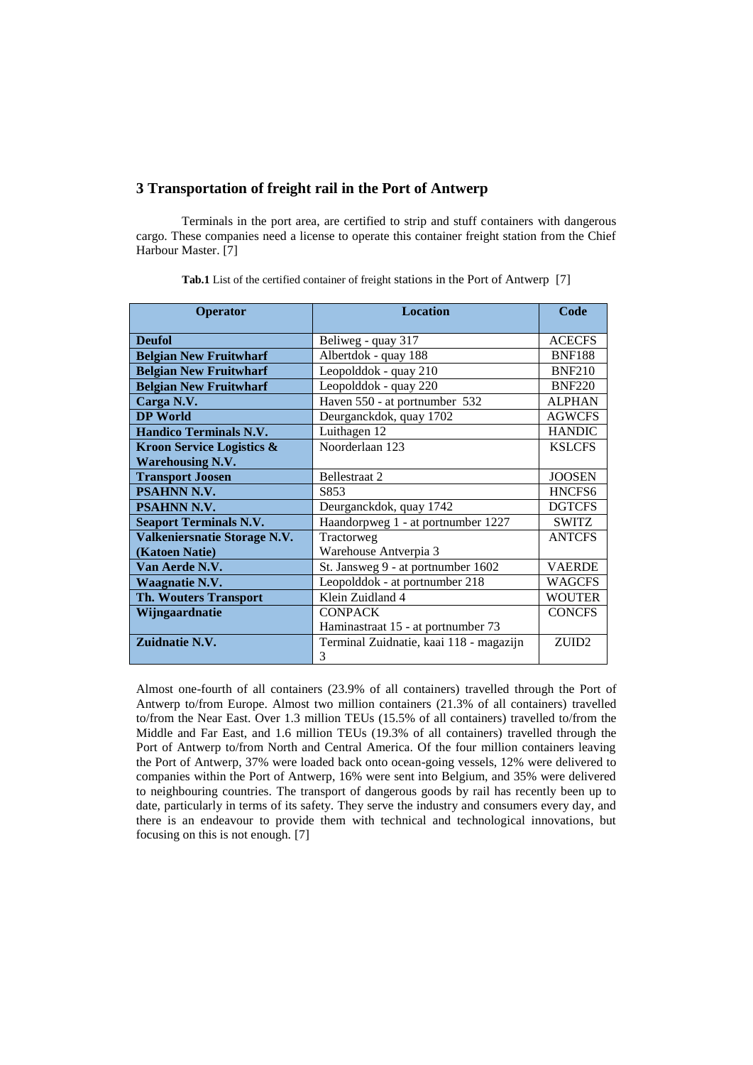## 3 Transportation of freight rail in the Port of Antwerp

Terminals in the port area, are certified to strip and stuff containers with dangerous cargo. These companies need a license to operate this container freight station from the Chief Harbour Master. [7]

**Tab.1** List of the certified container of freight stations in the Port of Antwerp [7]

| Operator | Location | Code |
|---|---|---|
| **Deufol** | Beliweg - quay 317 | ACECFS |
| **Belgian New Fruitwharf** | Albertdok - quay 188 | BNF188 |
| **Belgian New Fruitwharf** | Leopolddok - quay 210 | BNF210 |
| **Belgian New Fruitwharf** | Leopolddok - quay 220 | BNF220 |
| **Carga N.V.** | Haven 550 - at portnumber 532 | ALPHAN |
| **DP World** | Deurganckdok, quay 1702 | AGWCFS |
| **Handico Terminals N.V.** | Luithagen 12 | HANDIC |
| **Kroon Service Logistics & Warehousing N.V.** | Noorderlaan 123 | KSLCFS |
| **Transport Joosen** | Bellestraat 2 | JOOSEN |
| **PSAHNN N.V.** | S853 | HNCFS6 |
| **PSAHNN N.V.** | Deurganckdok, quay 1742 | DGTCFS |
| **Seaport Terminals N.V.** | Haandorpweg 1 - at portnumber 1227 | SWITZ |
| **Valkeniersnatie Storage N.V. (Katoen Natie)** | Tractorweg Warehouse Antverpia 3 | ANTCFS |
| **Van Aerde N.V.** | St. Jansweg 9 - at portnumber 1602 | VAERDE |
| **Waagnatie N.V.** | Leopolddok - at portnumber 218 | WAGCFS |
| **Th. Wouters Transport** | Klein Zuidland 4 | WOUTER |
| **Wijngaardnatie** | CONPACK Haminastraat 15 - at portnumber 73 | CONCFS |
| **Zuidnatie N.V.** | Terminal Zuidnatie, kaai 118 - magazijn 3 | ZUID2 |

Almost one-fourth of all containers (23.9% of all containers) travelled through the Port of Antwerp to/from Europe. Almost two million containers (21.3% of all containers) travelled to/from the Near East. Over 1.3 million TEUs (15.5% of all containers) travelled to/from the Middle and Far East, and 1.6 million TEUs (19.3% of all containers) travelled through the Port of Antwerp to/from North and Central America. Of the four million containers leaving the Port of Antwerp, 37% were loaded back onto ocean-going vessels, 12% were delivered to companies within the Port of Antwerp, 16% were sent into Belgium, and 35% were delivered to neighbouring countries. The transport of dangerous goods by rail has recently been up to date, particularly in terms of its safety. They serve the industry and consumers every day, and there is an endeavour to provide them with technical and technological innovations, but focusing on this is not enough. [7]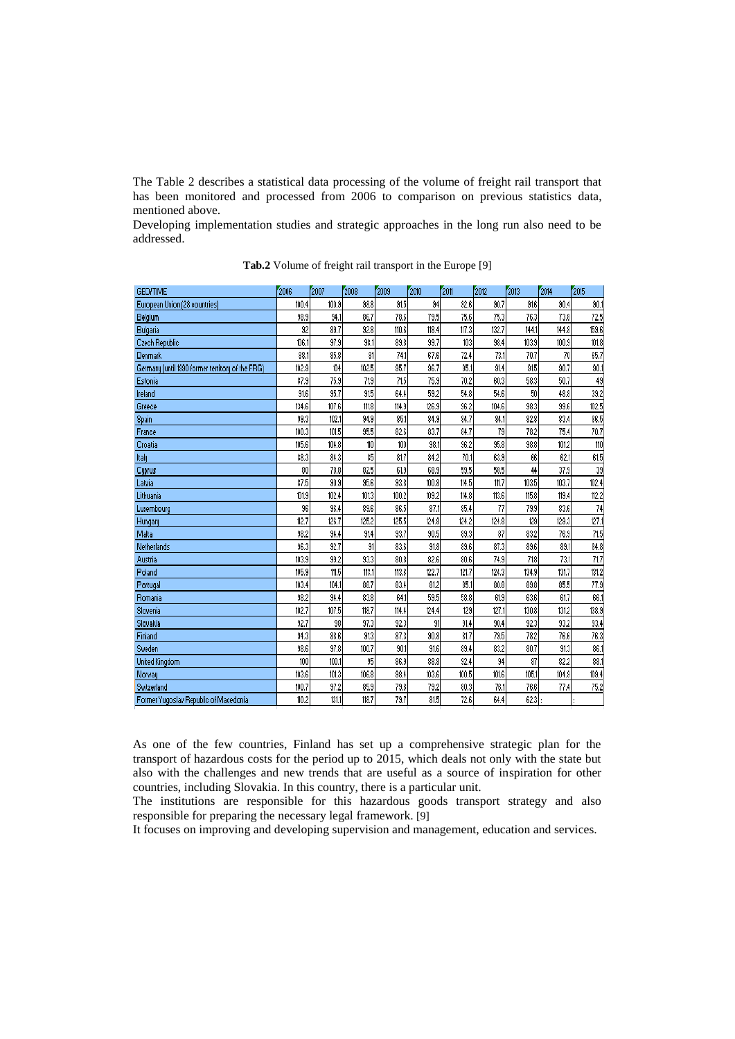The Table 2 describes a statistical data processing of the volume of freight rail transport that has been monitored and processed from 2006 to comparison on previous statistics data, mentioned above.

Developing implementation studies and strategic approaches in the long run also need to be addressed.

**Tab.2** Volume of freight rail transport in the Europe [9]

| GEO/TIME | 2006 | 2007 | 2008 | 2009 | 2010 | 2011 | 2012 | 2013 | 2014 | 2015 |
|---|---|---|---|---|---|---|---|---|---|---|
| European Union (28 countries) | 100.4 | 100.9 | 98.8 | 91.5 | 94 | 92.6 | 90.7 | 91.6 | 90.4 | 90.1 |
| Belgium | 98.9 | 94.1 | 86.7 | 78.6 | 79.5 | 75.6 | 75.3 | 76.3 | 73.8 | 72.5 |
| Bulgaria | 92 | 89.7 | 92.8 | 110.6 | 118.4 | 117.3 | 132.7 | 144.1 | 144.8 | 159.6 |
| Czech Republic | 106.1 | 97.9 | 98.1 | 89.8 | 99.7 | 103 | 98.4 | 103.9 | 100.9 | 101.8 |
| Denmark | 88.1 | 85.8 | 81 | 74.1 | 67.6 | 72.4 | 73.1 | 70.7 | 70 | 65.7 |
| Germany (until 1990 former territory of the FRG) | 102.9 | 104 | 102.5 | 95.7 | 96.7 | 95.1 | 91.4 | 91.5 | 90.7 | 90.1 |
| Estonia | 87.9 | 75.9 | 71.9 | 71.5 | 75.9 | 70.2 | 60.3 | 58.3 | 50.7 | 49 |
| Ireland | 91.6 | 85.7 | 91.5 | 64.4 | 59.2 | 54.8 | 54.6 | 50 | 48.8 | 39.2 |
| Greece | 134.6 | 107.6 | 111.8 | 114.9 | 126.9 | 96.2 | 104.6 | 98.3 | 99.6 | 102.5 |
| Spain | 99.3 | 102.1 | 94.9 | 85.1 | 84.9 | 84.7 | 84.1 | 82.8 | 83.4 | 86.5 |
| France | 100.3 | 101.5 | 95.5 | 82.5 | 83.7 | 84.7 | 79 | 78.2 | 75.4 | 70.7 |
| Croatia | 105.6 | 104.8 | 110 | 100 | 98.1 | 96.2 | 95.8 | 98.8 | 101.2 | 110 |
| Italy | 88.3 | 84.3 | 85 | 81.7 | 84.2 | 70.1 | 63.9 | 66 | 62.1 | 61.5 |
| Cyprus | 80 | 78.8 | 82.5 | 61.9 | 68.9 | 59.5 | 58.5 | 44 | 37.9 | 39 |
| Latvia | 87.5 | 90.9 | 95.6 | 93.8 | 100.8 | 114.5 | 111.7 | 103.5 | 103.7 | 102.4 |
| Lithuania | 101.9 | 102.4 | 101.3 | 100.2 | 109.2 | 114.8 | 113.6 | 115.8 | 119.4 | 112.2 |
| Luxembourg | 96 | 96.4 | 89.6 | 86.5 | 87.1 | 85.4 | 77 | 79.9 | 83.6 | 74 |
| Hungary | 112.7 | 126.7 | 125.2 | 125.5 | 124.8 | 124.2 | 124.8 | 129 | 129.3 | 127.1 |
| Malta | 98.2 | 94.4 | 91.4 | 93.7 | 90.5 | 89.3 | 87 | 83.2 | 76.9 | 71.5 |
| Netherlands | 96.3 | 92.7 | 91 | 83.6 | 91.8 | 89.6 | 87.3 | 89.6 | 89.1 | 84.8 |
| Austria | 103.9 | 99.2 | 93.3 | 80.8 | 82.6 | 80.6 | 74.9 | 71.8 | 73.1 | 71.7 |
| Poland | 105.9 | 111.5 | 113.1 | 113.6 | 122.7 | 121.7 | 124.3 | 134.9 | 131.7 | 131.2 |
| Portugal | 103.4 | 104.1 | 86.7 | 83.4 | 81.2 | 85.1 | 80.8 | 89.8 | 85.5 | 77.9 |
| Romania | 98.2 | 94.4 | 83.8 | 64.1 | 59.5 | 58.8 | 61.9 | 63.6 | 61.7 | 66.1 |
| Slovenia | 102.7 | 107.5 | 118.7 | 114.4 | 124.4 | 128 | 127.1 | 130.8 | 131.2 | 138.9 |
| Slovakia | 92.7 | 98 | 97.3 | 92.3 | 91 | 91.4 | 90.4 | 92.3 | 93.2 | 93.4 |
| Finland | 94.3 | 88.6 | 91.3 | 87.3 | 90.8 | 81.7 | 79.5 | 78.2 | 76.6 | 76.3 |
| Sweden | 98.6 | 97.8 | 100.7 | 90.1 | 91.6 | 89.4 | 83.2 | 80.7 | 91.3 | 86.1 |
| United Kingdom | 100 | 100.1 | 95 | 86.9 | 88.8 | 92.4 | 94 | 87 | 82.2 | 88.1 |
| Norway | 103.6 | 101.3 | 106.8 | 98.4 | 103.6 | 100.5 | 101.6 | 105.1 | 104.9 | 109.4 |
| Switzerland | 100.7 | 97.2 | 85.9 | 79.6 | 79.2 | 80.3 | 76.1 | 76.6 | 77.4 | 75.2 |
| Former Yugoslav Republic of Macedonia | 110.2 | 131.1 | 118.7 | 79.7 | 81.5 | 72.6 | 64.4 | 62.3 | : | : |

As one of the few countries, Finland has set up a comprehensive strategic plan for the transport of hazardous costs for the period up to 2015, which deals not only with the state but also with the challenges and new trends that are useful as a source of inspiration for other countries, including Slovakia. In this country, there is a particular unit.

The institutions are responsible for this hazardous goods transport strategy and also responsible for preparing the necessary legal framework. [9]

It focuses on improving and developing supervision and management, education and services.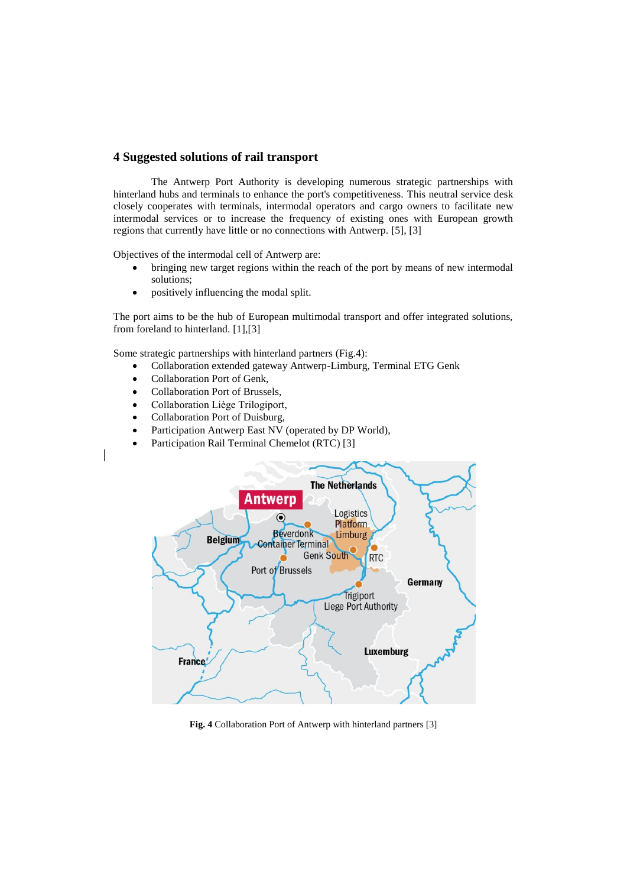## 4 Suggested solutions of rail transport

The Antwerp Port Authority is developing numerous strategic partnerships with hinterland hubs and terminals to enhance the port's competitiveness. This neutral service desk closely cooperates with terminals, intermodal operators and cargo owners to facilitate new intermodal services or to increase the frequency of existing ones with European growth regions that currently have little or no connections with Antwerp. [5], [3]

Objectives of the intermodal cell of Antwerp are:

- bringing new target regions within the reach of the port by means of new intermodal solutions;
- positively influencing the modal split.

The port aims to be the hub of European multimodal transport and offer integrated solutions, from foreland to hinterland. [1],[3]

Some strategic partnerships with hinterland partners (Fig.4):

- Collaboration extended gateway Antwerp-Limburg, Terminal ETG Genk
- Collaboration Port of Genk,
- Collaboration Port of Brussels,
- Collaboration Liège Trilogiport,
- Collaboration Port of Duisburg,
- Participation Antwerp East NV (operated by DP World),
- Participation Rail Terminal Chemelot (RTC) [3]

**Fig. 4** Collaboration Port of Antwerp with hinterland partners [3]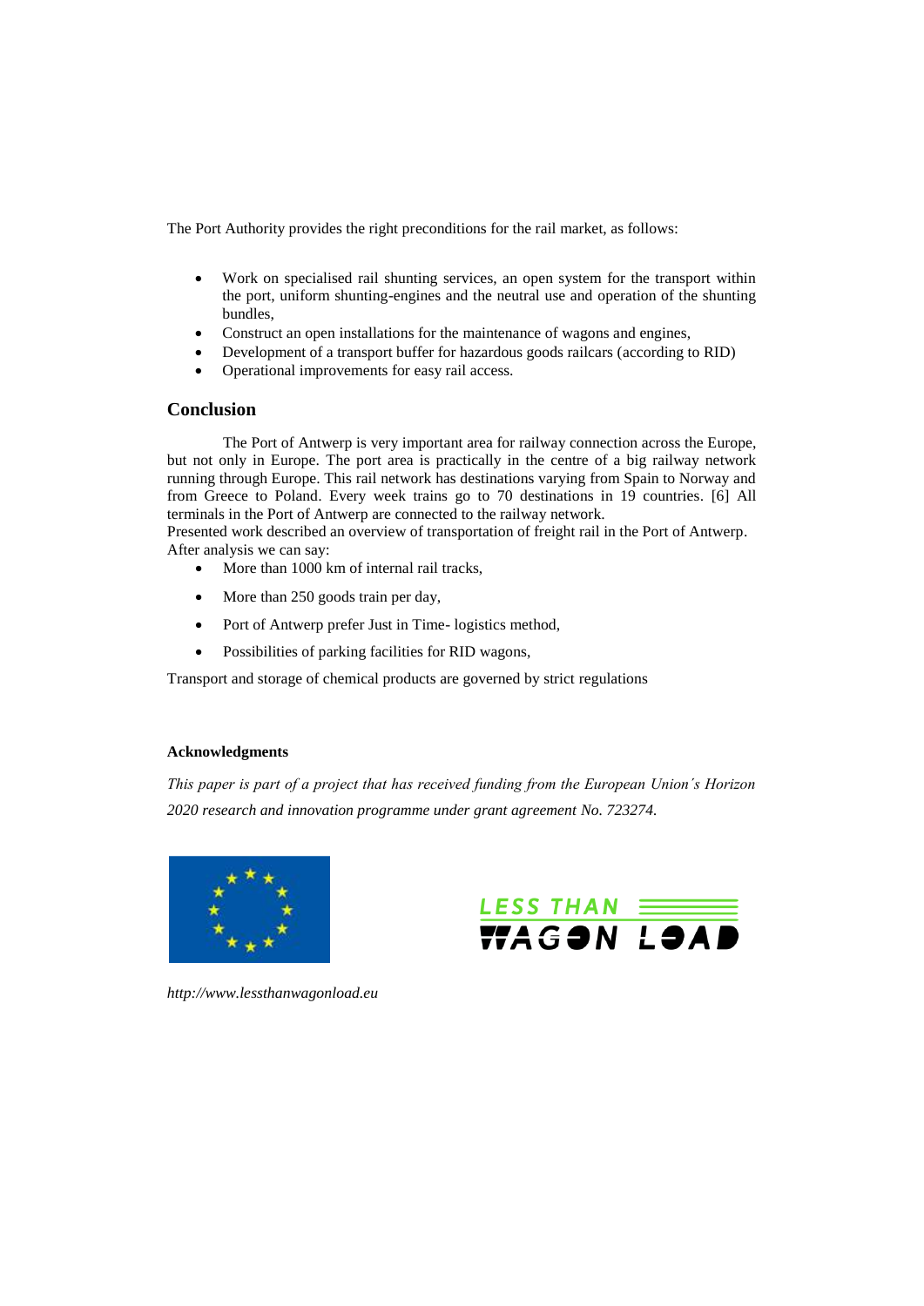The Port Authority provides the right preconditions for the rail market, as follows:

- Work on specialised rail shunting services, an open system for the transport within the port, uniform shunting-engines and the neutral use and operation of the shunting bundles,
- Construct an open installations for the maintenance of wagons and engines,
- Development of a transport buffer for hazardous goods railcars (according to RID)
- Operational improvements for easy rail access.

## Conclusion

The Port of Antwerp is very important area for railway connection across the Europe, but not only in Europe. The port area is practically in the centre of a big railway network running through Europe. This rail network has destinations varying from Spain to Norway and from Greece to Poland. Every week trains go to 70 destinations in 19 countries. [6] All terminals in the Port of Antwerp are connected to the railway network.

Presented work described an overview of transportation of freight rail in the Port of Antwerp. After analysis we can say:

- More than 1000 km of internal rail tracks,
- More than 250 goods train per day,
- Port of Antwerp prefer Just in Time- logistics method,
- Possibilities of parking facilities for RID wagons,

Transport and storage of chemical products are governed by strict regulations

**Acknowledgments**

*This paper is part of a project that has received funding from the European Union´s Horizon 2020 research and innovation programme under grant agreement No. 723274.*

LESS THAN WAGON LOAD

*http://www.lessthanwagonload.eu*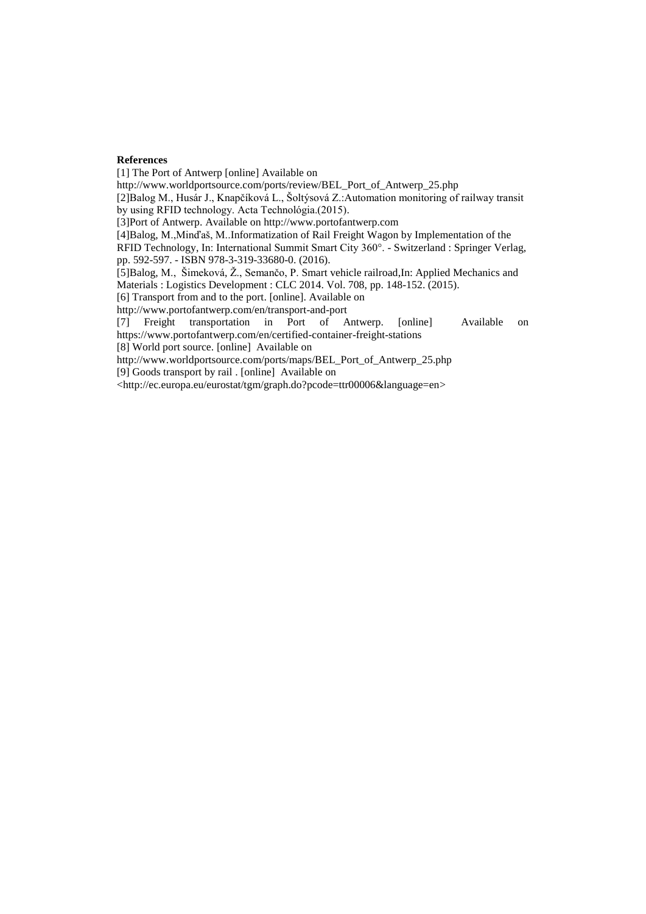**References**

[1] The Port of Antwerp [online] Available on http://www.worldportsource.com/ports/review/BEL_Port_of_Antwerp_25.php

[2]Balog M., Husár J., Knapčíková L., Šoltýsová Z.:Automation monitoring of railway transit by using RFID technology. Acta Technológia.(2015).

[3]Port of Antwerp. Available on http://www.portofantwerp.com

[4]Balog, M.,Minďaš, M..Informatization of Rail Freight Wagon by Implementation of the RFID Technology, In: International Summit Smart City 360°. - Switzerland : Springer Verlag, pp. 592-597. - ISBN 978-3-319-33680-0. (2016).

[5]Balog, M., Šimeková, Ž., Semančo, P. Smart vehicle railroad,In: Applied Mechanics and Materials : Logistics Development : CLC 2014. Vol. 708, pp. 148-152. (2015).

[6] Transport from and to the port. [online]. Available on http://www.portofantwerp.com/en/transport-and-port

[7] Freight transportation in Port of Antwerp. [online] Available on https://www.portofantwerp.com/en/certified-container-freight-stations

[8] World port source. [online] Available on http://www.worldportsource.com/ports/maps/BEL_Port_of_Antwerp_25.php

[9] Goods transport by rail . [online] Available on <http://ec.europa.eu/eurostat/tgm/graph.do?pcode=ttr00006&language=en>